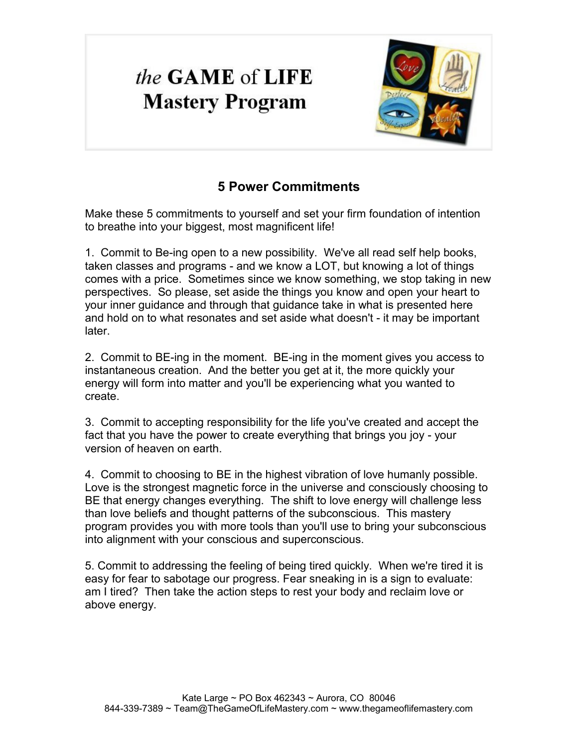# *the* GAME of LIFE Mastery Program

## 5 Power Commitments

Make these 5 commitments to yourself and set your firm foundation of intention to breathe into your biggest, most magnificent life!

1. Commit to Be-ing open to a new possibility. We've all read self help books, taken classes and programs - and we know a LOT, but knowing a lot of things comes with a price. Sometimes since we know something, we stop taking in new perspectives. So please, set aside the things you know and open your heart to your inner guidance and through that guidance take in what is presented here and hold on to what resonates and set aside what doesn't - it may be important later.

2. Commit to BE-ing in the moment. BE-ing in the moment gives you access to instantaneous creation. And the better you get at it, the more quickly your energy will form into matter and you'll be experiencing what you wanted to create.

3. Commit to accepting responsibility for the life you've created and accept the fact that you have the power to create everything that brings you joy - your version of heaven on earth.

4. Commit to choosing to BE in the highest vibration of love humanly possible. Love is the strongest magnetic force in the universe and consciously choosing to BE that energy changes everything. The shift to love energy will challenge less than love beliefs and thought patterns of the subconscious. This mastery program provides you with more tools than you'll use to bring your subconscious into alignment with your conscious and superconscious.

5. Commit to addressing the feeling of being tired quickly. When we're tired it is easy for fear to sabotage our progress. Fear sneaking in is a sign to evaluate: am I tired? Then take the action steps to rest your body and reclaim love or above energy.

Kate Large ~ PO Box 462343 ~ Aurora, CO 80046
844-339-7389 ~ Team@TheGameOfLifeMastery.com ~ www.thegameoflifemastery.com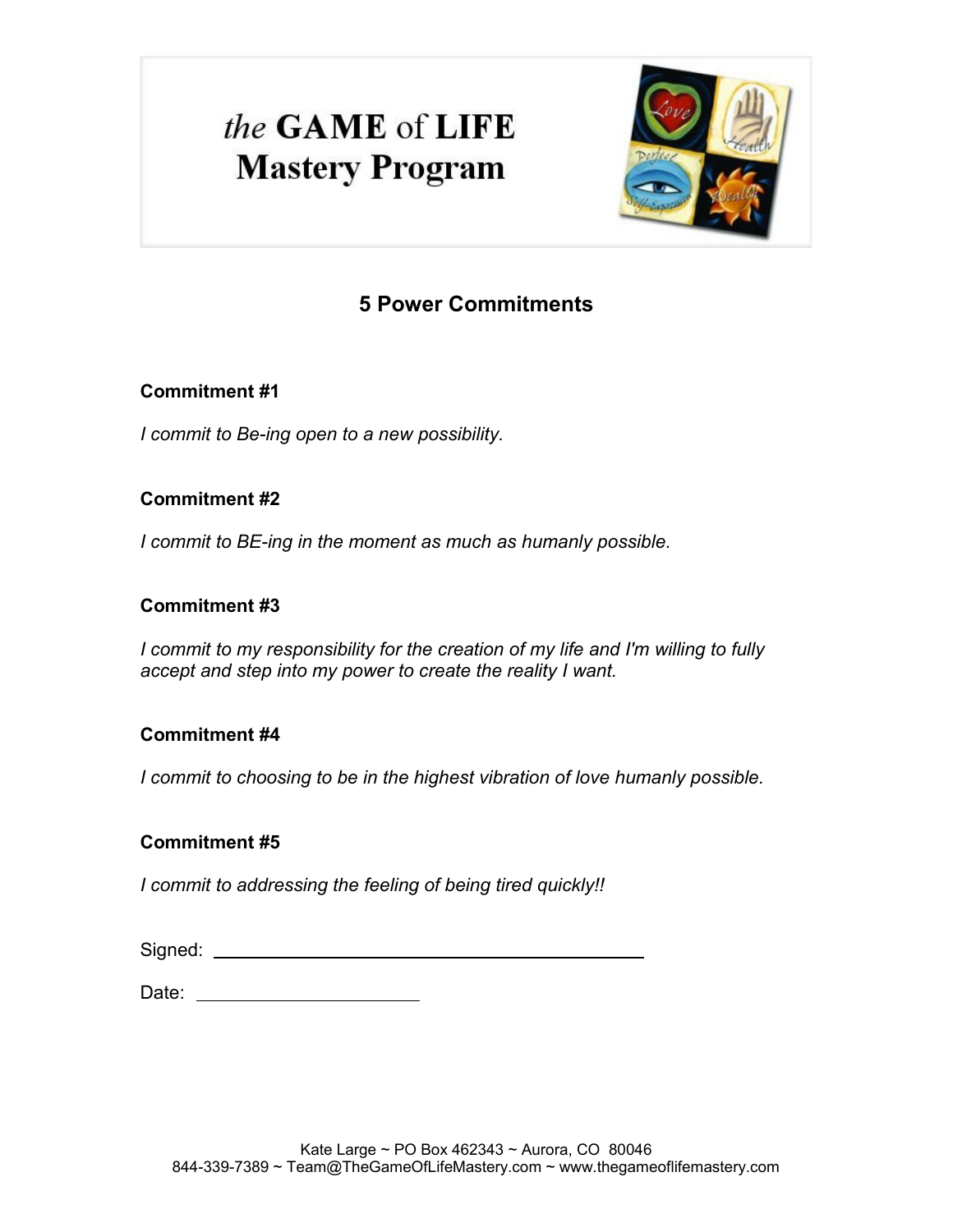# the GAME of LIFE Mastery Program

## 5 Power Commitments

**Commitment #1**

*I commit to Be-ing open to a new possibility.*

**Commitment #2**

*I commit to BE-ing in the moment as much as humanly possible.*

**Commitment #3**

*I commit to my responsibility for the creation of my life and I'm willing to fully accept and step into my power to create the reality I want.*

**Commitment #4**

*I commit to choosing to be in the highest vibration of love humanly possible.*

**Commitment #5**

*I commit to addressing the feeling of being tired quickly!!*

Signed: ______________________________________

Date: ____________________

Kate Large ~ PO Box 462343 ~ Aurora, CO 80046
844-339-7389 ~ Team@TheGameOfLifeMastery.com ~ www.thegameoflifemastery.com